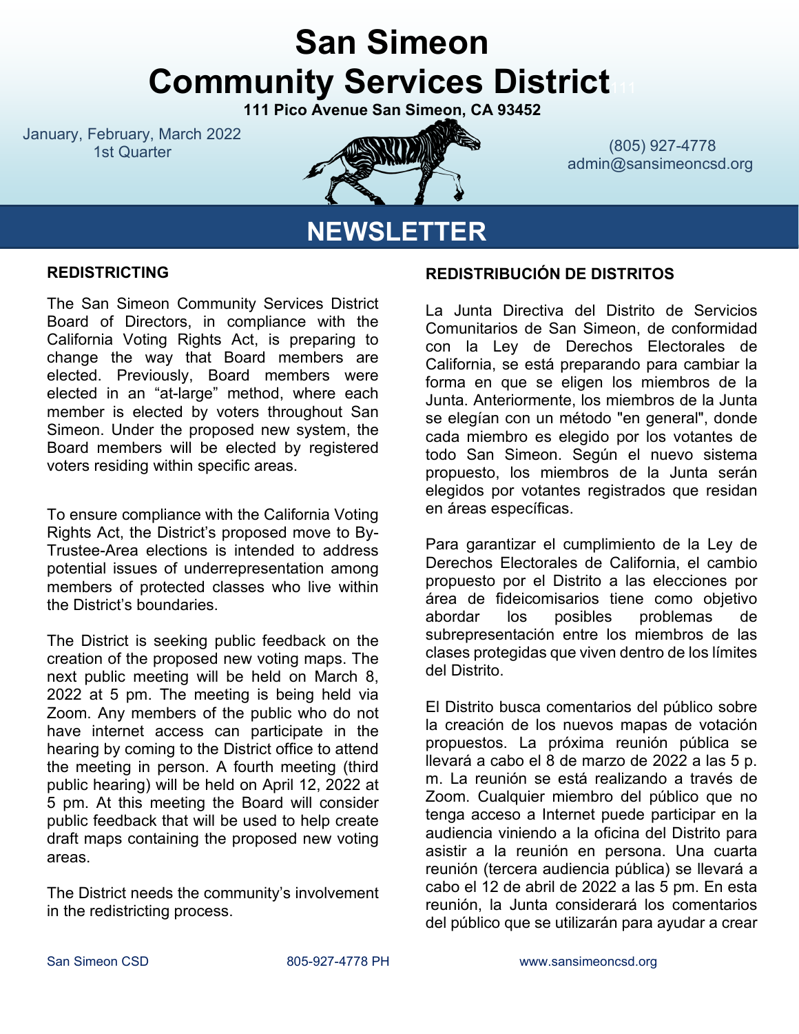# San Simeon Community Services District

**111 Pico Avenue San Simeon, CA 93452**

January, February, March 2022
1st Quarter

(805) 927-4778
admin@sansimeoncsd.org

# NEWSLETTER

## REDISTRICTING

The San Simeon Community Services District Board of Directors, in compliance with the California Voting Rights Act, is preparing to change the way that Board members are elected. Previously, Board members were elected in an "at-large" method, where each member is elected by voters throughout San Simeon. Under the proposed new system, the Board members will be elected by registered voters residing within specific areas.

To ensure compliance with the California Voting Rights Act, the District's proposed move to By-Trustee-Area elections is intended to address potential issues of underrepresentation among members of protected classes who live within the District's boundaries.

The District is seeking public feedback on the creation of the proposed new voting maps. The next public meeting will be held on March 8, 2022 at 5 pm. The meeting is being held via Zoom. Any members of the public who do not have internet access can participate in the hearing by coming to the District office to attend the meeting in person. A fourth meeting (third public hearing) will be held on April 12, 2022 at 5 pm. At this meeting the Board will consider public feedback that will be used to help create draft maps containing the proposed new voting areas.

The District needs the community's involvement in the redistricting process.

## REDISTRIBUCIÓN DE DISTRITOS

La Junta Directiva del Distrito de Servicios Comunitarios de San Simeon, de conformidad con la Ley de Derechos Electorales de California, se está preparando para cambiar la forma en que se eligen los miembros de la Junta. Anteriormente, los miembros de la Junta se elegían con un método "en general", donde cada miembro es elegido por los votantes de todo San Simeon. Según el nuevo sistema propuesto, los miembros de la Junta serán elegidos por votantes registrados que residan en áreas específicas.

Para garantizar el cumplimiento de la Ley de Derechos Electorales de California, el cambio propuesto por el Distrito a las elecciones por área de fideicomisarios tiene como objetivo abordar los posibles problemas de subrepresentación entre los miembros de las clases protegidas que viven dentro de los límites del Distrito.

El Distrito busca comentarios del público sobre la creación de los nuevos mapas de votación propuestos. La próxima reunión pública se llevará a cabo el 8 de marzo de 2022 a las 5 p. m. La reunión se está realizando a través de Zoom. Cualquier miembro del público que no tenga acceso a Internet puede participar en la audiencia viniendo a la oficina del Distrito para asistir a la reunión en persona. Una cuarta reunión (tercera audiencia pública) se llevará a cabo el 12 de abril de 2022 a las 5 pm. En esta reunión, la Junta considerará los comentarios del público que se utilizarán para ayudar a crear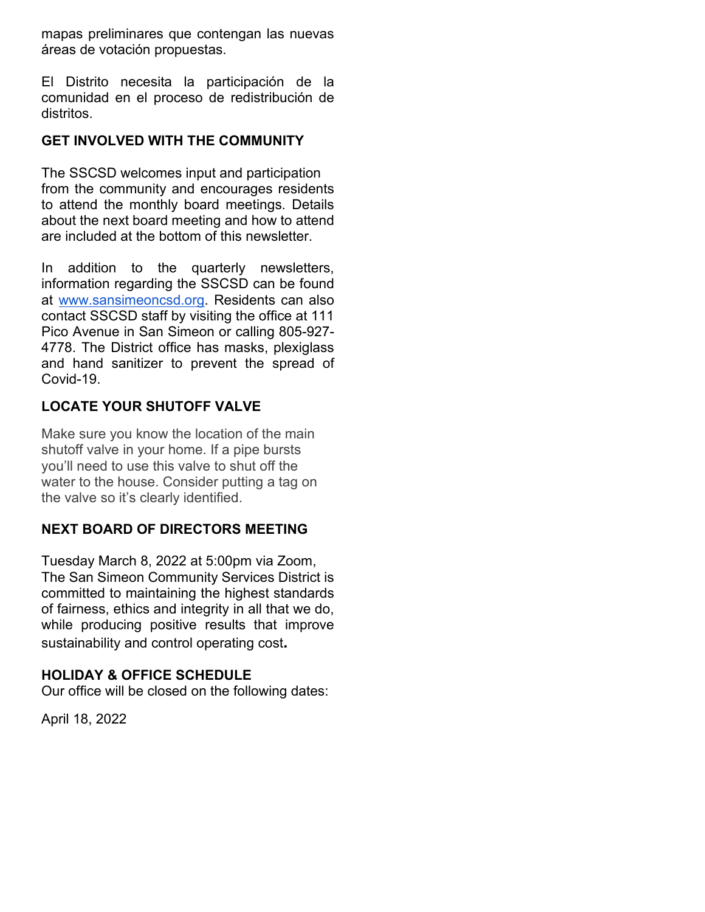mapas preliminares que contengan las nuevas áreas de votación propuestas.

El Distrito necesita la participación de la comunidad en el proceso de redistribución de distritos.

**GET INVOLVED WITH THE COMMUNITY**

The SSCSD welcomes input and participation from the community and encourages residents to attend the monthly board meetings. Details about the next board meeting and how to attend are included at the bottom of this newsletter.

In addition to the quarterly newsletters, information regarding the SSCSD can be found at [www.sansimeoncsd.org](http://www.sansimeoncsd.org). Residents can also contact SSCSD staff by visiting the office at 111 Pico Avenue in San Simeon or calling 805-927-4778. The District office has masks, plexiglass and hand sanitizer to prevent the spread of Covid-19.

**LOCATE YOUR SHUTOFF VALVE**

Make sure you know the location of the main shutoff valve in your home. If a pipe bursts you'll need to use this valve to shut off the water to the house. Consider putting a tag on the valve so it's clearly identified.

**NEXT BOARD OF DIRECTORS MEETING**

Tuesday March 8, 2022 at 5:00pm via Zoom, The San Simeon Community Services District is committed to maintaining the highest standards of fairness, ethics and integrity in all that we do, while producing positive results that improve sustainability and control operating cost**.**

**HOLIDAY & OFFICE SCHEDULE**
Our office will be closed on the following dates:

April 18, 2022